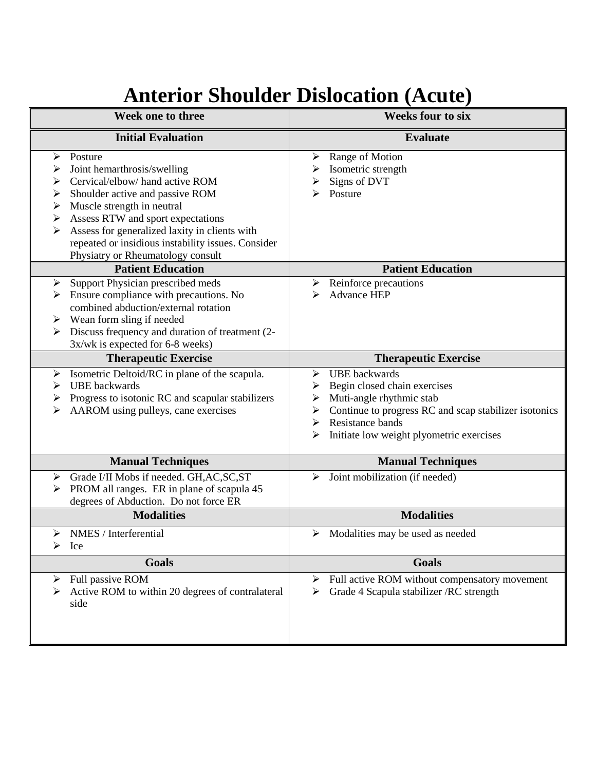# Anterior Shoulder Dislocation (Acute)

| Week one to three | Weeks four to six |
| --- | --- |
| **Initial Evaluation** | **Evaluate** |
| ➢ Posture<br>➢ Joint hemarthrosis/swelling<br>➢ Cervical/elbow/ hand active ROM<br>➢ Shoulder active and passive ROM<br>➢ Muscle strength in neutral<br>➢ Assess RTW and sport expectations<br>➢ Assess for generalized laxity in clients with repeated or insidious instability issues. Consider Physiatry or Rheumatology consult | ➢ Range of Motion<br>➢ Isometric strength<br>➢ Signs of DVT<br>➢ Posture |
| **Patient Education** | **Patient Education** |
| ➢ Support Physician prescribed meds<br>➢ Ensure compliance with precautions. No combined abduction/external rotation<br>➢ Wean form sling if needed<br>➢ Discuss frequency and duration of treatment (2-3x/wk is expected for 6-8 weeks) | ➢ Reinforce precautions<br>➢ Advance HEP |
| **Therapeutic Exercise** | **Therapeutic Exercise** |
| ➢ Isometric Deltoid/RC in plane of the scapula.<br>➢ UBE backwards<br>➢ Progress to isotonic RC and scapular stabilizers<br>➢ AAROM using pulleys, cane exercises | ➢ UBE backwards<br>➢ Begin closed chain exercises<br>➢ Muti-angle rhythmic stab<br>➢ Continue to progress RC and scap stabilizer isotonics<br>➢ Resistance bands<br>➢ Initiate low weight plyometric exercises |
| **Manual Techniques** | **Manual Techniques** |
| ➢ Grade I/II Mobs if needed. GH,AC,SC,ST<br>➢ PROM all ranges. ER in plane of scapula 45 degrees of Abduction. Do not force ER | ➢ Joint mobilization (if needed) |
| **Modalities** | **Modalities** |
| ➢ NMES / Interferential<br>➢ Ice | ➢ Modalities may be used as needed |
| **Goals** | **Goals** |
| ➢ Full passive ROM<br>➢ Active ROM to within 20 degrees of contralateral side | ➢ Full active ROM without compensatory movement<br>➢ Grade 4 Scapula stabilizer /RC strength |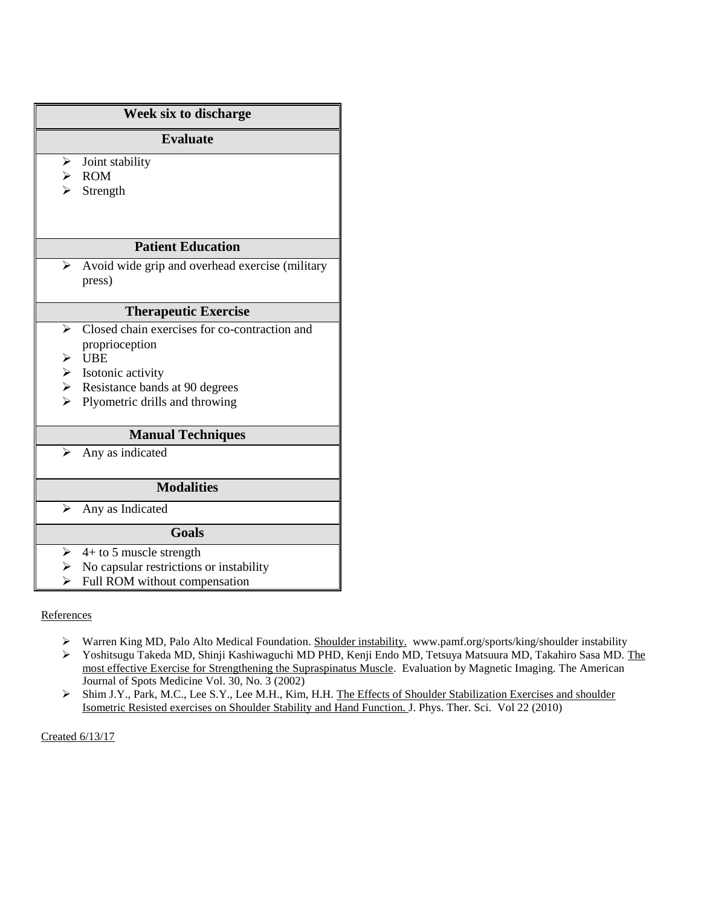| Week six to discharge |
|---|
| **Evaluate** |
| - Joint stability<br>- ROM<br>- Strength |
| **Patient Education** |
| - Avoid wide grip and overhead exercise (military press) |
| **Therapeutic Exercise** |
| - Closed chain exercises for co-contraction and proprioception<br>- UBE<br>- Isotonic activity<br>- Resistance bands at 90 degrees<br>- Plyometric drills and throwing |
| **Manual Techniques** |
| - Any as indicated |
| **Modalities** |
| - Any as Indicated |
| **Goals** |
| - 4+ to 5 muscle strength<br>- No capsular restrictions or instability<br>- Full ROM without compensation |

References

- Warren King MD, Palo Alto Medical Foundation. Shoulder instability. www.pamf.org/sports/king/shoulder instability
- Yoshitsugu Takeda MD, Shinji Kashiwaguchi MD PHD, Kenji Endo MD, Tetsuya Matsuura MD, Takahiro Sasa MD. The most effective Exercise for Strengthening the Supraspinatus Muscle. Evaluation by Magnetic Imaging. The American Journal of Spots Medicine Vol. 30, No. 3 (2002)
- Shim J.Y., Park, M.C., Lee S.Y., Lee M.H., Kim, H.H. The Effects of Shoulder Stabilization Exercises and shoulder Isometric Resisted exercises on Shoulder Stability and Hand Function. J. Phys. Ther. Sci. Vol 22 (2010)

Created 6/13/17